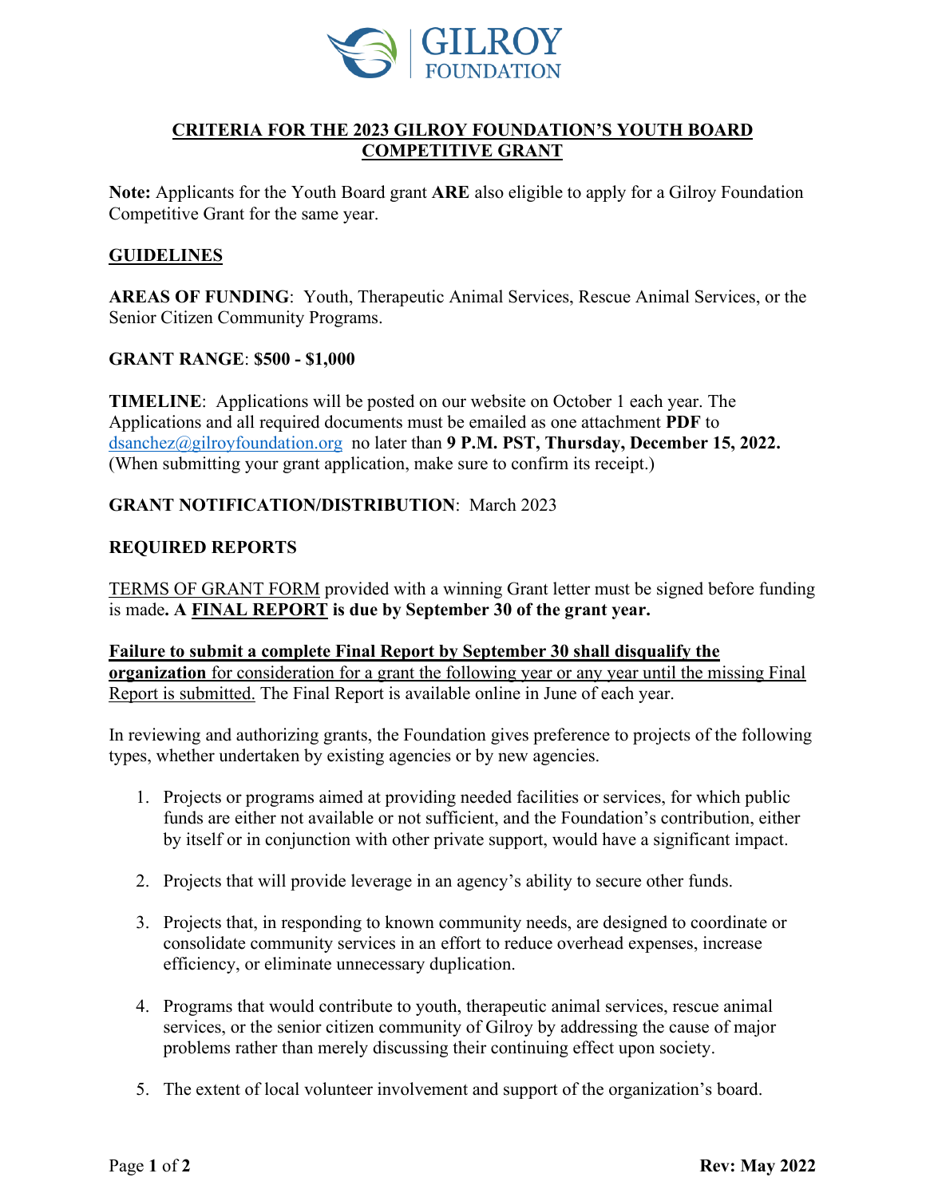GILROY FOUNDATION

# CRITERIA FOR THE 2023 GILROY FOUNDATION'S YOUTH BOARD COMPETITIVE GRANT

**Note:** Applicants for the Youth Board grant **ARE** also eligible to apply for a Gilroy Foundation Competitive Grant for the same year.

## GUIDELINES

**AREAS OF FUNDING**: Youth, Therapeutic Animal Services, Rescue Animal Services, or the Senior Citizen Community Programs.

**GRANT RANGE**: **$500 - $1,000**

**TIMELINE**: Applications will be posted on our website on October 1 each year. The Applications and all required documents must be emailed as one attachment **PDF** to dsanchez@gilroyfoundation.org no later than **9 P.M. PST, Thursday, December 15, 2022.** (When submitting your grant application, make sure to confirm its receipt.)

**GRANT NOTIFICATION/DISTRIBUTION**: March 2023

**REQUIRED REPORTS**

TERMS OF GRANT FORM provided with a winning Grant letter must be signed before funding is made**. A FINAL REPORT is due by September 30 of the grant year.**

**Failure to submit a complete Final Report by September 30 shall disqualify the organization** for consideration for a grant the following year or any year until the missing Final Report is submitted. The Final Report is available online in June of each year.

In reviewing and authorizing grants, the Foundation gives preference to projects of the following types, whether undertaken by existing agencies or by new agencies.

1. Projects or programs aimed at providing needed facilities or services, for which public funds are either not available or not sufficient, and the Foundation's contribution, either by itself or in conjunction with other private support, would have a significant impact.
2. Projects that will provide leverage in an agency's ability to secure other funds.
3. Projects that, in responding to known community needs, are designed to coordinate or consolidate community services in an effort to reduce overhead expenses, increase efficiency, or eliminate unnecessary duplication.
4. Programs that would contribute to youth, therapeutic animal services, rescue animal services, or the senior citizen community of Gilroy by addressing the cause of major problems rather than merely discussing their continuing effect upon society.
5. The extent of local volunteer involvement and support of the organization's board.

**Rev: May 2022**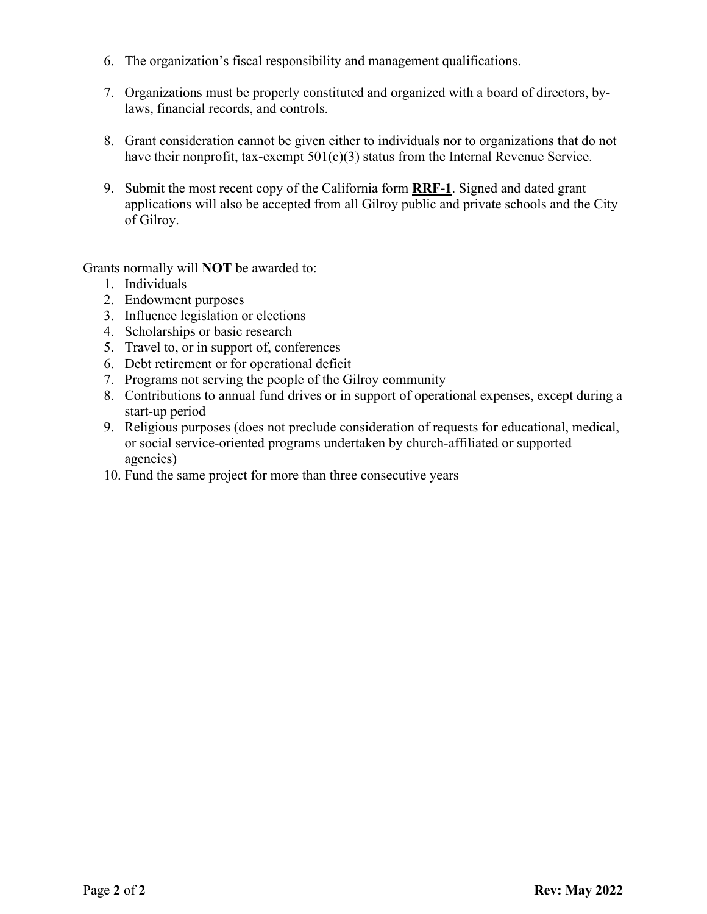6. The organization’s fiscal responsibility and management qualifications.

7. Organizations must be properly constituted and organized with a board of directors, by-laws, financial records, and controls.

8. Grant consideration <u>cannot</u> be given either to individuals nor to organizations that do not have their nonprofit, tax-exempt 501(c)(3) status from the Internal Revenue Service.

9. Submit the most recent copy of the California form **<u>RRF-1</u>**. Signed and dated grant applications will also be accepted from all Gilroy public and private schools and the City of Gilroy.

Grants normally will **NOT** be awarded to:

1. Individuals
2. Endowment purposes
3. Influence legislation or elections
4. Scholarships or basic research
5. Travel to, or in support of, conferences
6. Debt retirement or for operational deficit
7. Programs not serving the people of the Gilroy community
8. Contributions to annual fund drives or in support of operational expenses, except during a start-up period
9. Religious purposes (does not preclude consideration of requests for educational, medical, or social service-oriented programs undertaken by church-affiliated or supported agencies)
10. Fund the same project for more than three consecutive years

Rev: May 2022